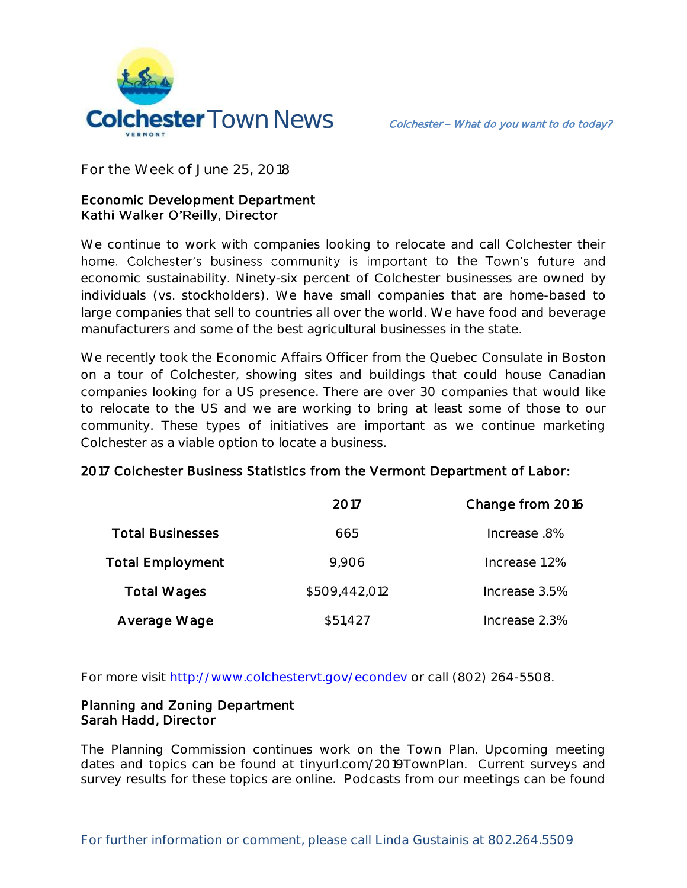# Colchester Town News

*Colchester – What do you want to do today?*

For the Week of June 25, 2018

## Economic Development Department
**Kathi Walker O'Reilly, Director**

We continue to work with companies looking to relocate and call Colchester their home. Colchester's business community is important to the Town's future and economic sustainability. Ninety-six percent of Colchester businesses are owned by individuals (vs. stockholders). We have small companies that are home-based to large companies that sell to countries all over the world. We have food and beverage manufacturers and some of the best agricultural businesses in the state.

We recently took the Economic Affairs Officer from the Quebec Consulate in Boston on a tour of Colchester, showing sites and buildings that could house Canadian companies looking for a US presence. There are over 30 companies that would like to relocate to the US and we are working to bring at least some of those to our community. These types of initiatives are important as we continue marketing Colchester as a viable option to locate a business.

**2017 Colchester Business Statistics from the Vermont Department of Labor:**

| | 2017 | Change from 2016 |
|---|---|---|
| Total Businesses | 665 | Increase .8% |
| Total Employment | 9,906 | Increase 1.2% |
| Total Wages | $509,442,012 | Increase 3.5% |
| Average Wage | $51,427 | Increase 2.3% |

For more visit http://www.colchestervt.gov/econdev or call (802) 264-5508.

## Planning and Zoning Department
**Sarah Hadd, Director**

The Planning Commission continues work on the Town Plan. Upcoming meeting dates and topics can be found at tinyurl.com/2019TownPlan. Current surveys and survey results for these topics are online. Podcasts from our meetings can be found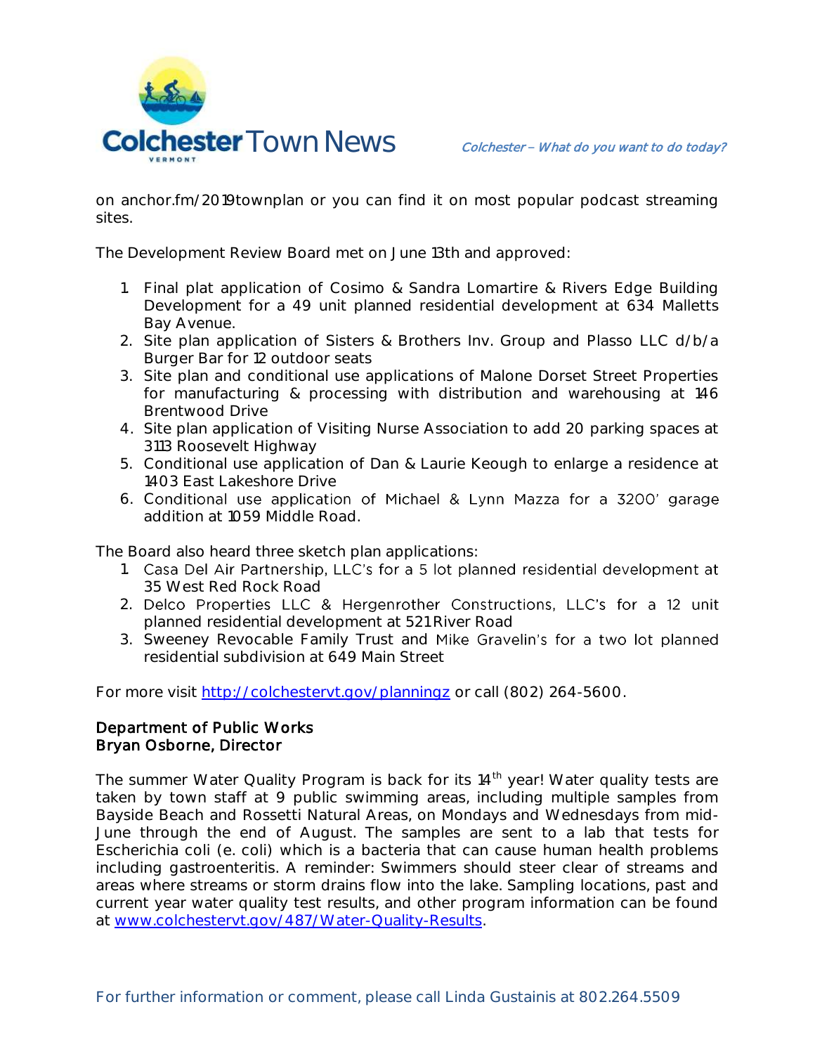on anchor.fm/2019townplan or you can find it on most popular podcast streaming sites.

The Development Review Board met on June 13th and approved:

1. Final plat application of Cosimo & Sandra Lomartire & Rivers Edge Building Development for a 49 unit planned residential development at 634 Malletts Bay Avenue.
2. Site plan application of Sisters & Brothers Inv. Group and Plasso LLC d/b/a Burger Bar for 12 outdoor seats
3. Site plan and conditional use applications of Malone Dorset Street Properties for manufacturing & processing with distribution and warehousing at 146 Brentwood Drive
4. Site plan application of Visiting Nurse Association to add 20 parking spaces at 3113 Roosevelt Highway
5. Conditional use application of Dan & Laurie Keough to enlarge a residence at 1403 East Lakeshore Drive
6. Conditional use application of Michael & Lynn Mazza for a 3200' garage addition at 1059 Middle Road.

The Board also heard three sketch plan applications:

1. Casa Del Air Partnership, LLC's for a 5 lot planned residential development at 35 West Red Rock Road
2. Delco Properties LLC & Hergenrother Constructions, LLC's for a 12 unit planned residential development at 521 River Road
3. Sweeney Revocable Family Trust and Mike Gravelin's for a two lot planned residential subdivision at 649 Main Street

For more visit http://colchestervt.gov/planningz or call (802) 264-5600.

**Department of Public Works**
**Bryan Osborne, Director**

The summer Water Quality Program is back for its 14th year! Water quality tests are taken by town staff at 9 public swimming areas, including multiple samples from Bayside Beach and Rossetti Natural Areas, on Mondays and Wednesdays from mid-June through the end of August. The samples are sent to a lab that tests for Escherichia coli (e. coli) which is a bacteria that can cause human health problems including gastroenteritis. A reminder: Swimmers should steer clear of streams and areas where streams or storm drains flow into the lake. Sampling locations, past and current year water quality test results, and other program information can be found at www.colchestervt.gov/487/Water-Quality-Results.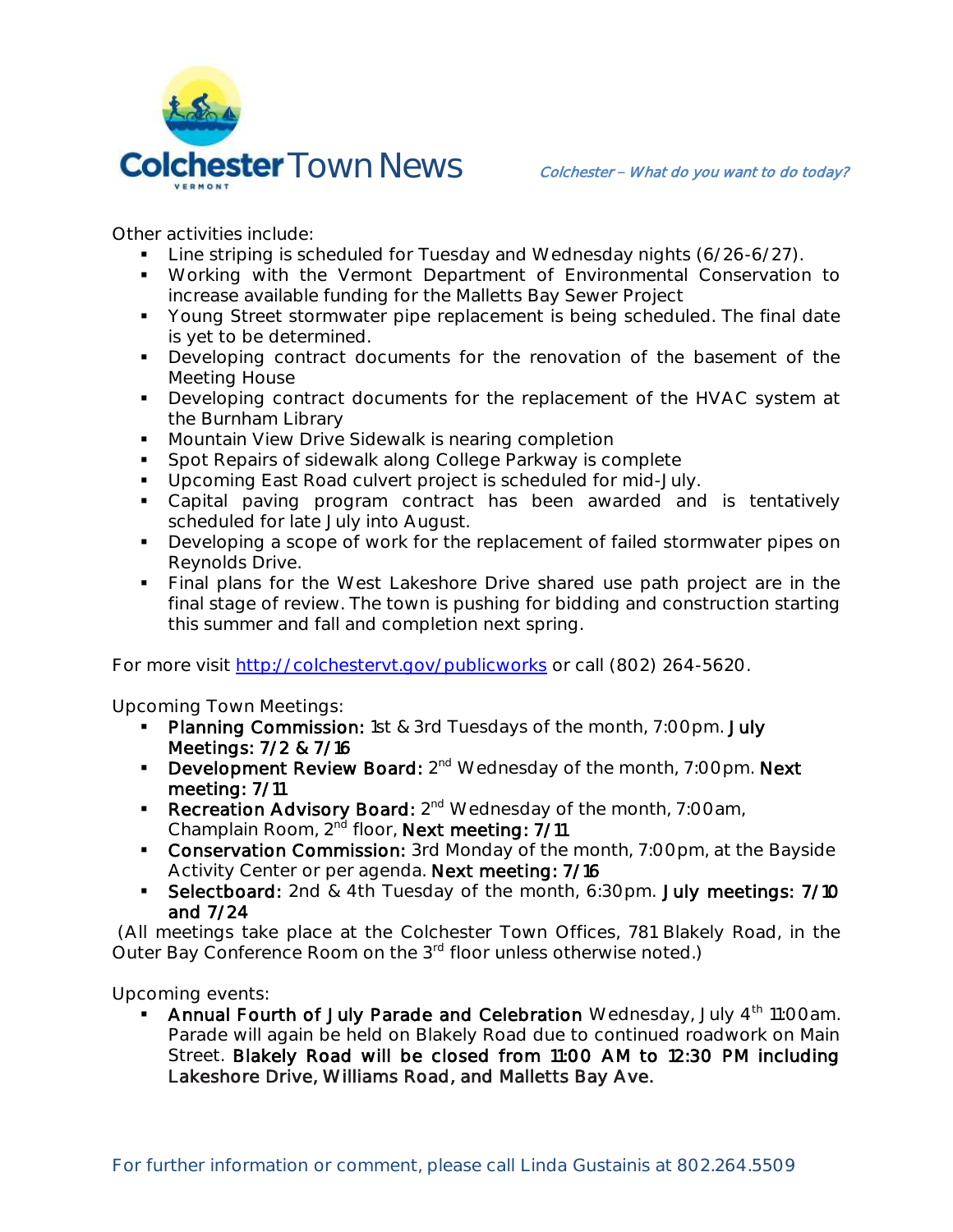Other activities include:

- Line striping is scheduled for Tuesday and Wednesday nights (6/26-6/27).
- Working with the Vermont Department of Environmental Conservation to increase available funding for the Malletts Bay Sewer Project
- Young Street stormwater pipe replacement is being scheduled. The final date is yet to be determined.
- Developing contract documents for the renovation of the basement of the Meeting House
- Developing contract documents for the replacement of the HVAC system at the Burnham Library
- Mountain View Drive Sidewalk is nearing completion
- Spot Repairs of sidewalk along College Parkway is complete
- Upcoming East Road culvert project is scheduled for mid-July.
- Capital paving program contract has been awarded and is tentatively scheduled for late July into August.
- Developing a scope of work for the replacement of failed stormwater pipes on Reynolds Drive.
- Final plans for the West Lakeshore Drive shared use path project are in the final stage of review. The town is pushing for bidding and construction starting this summer and fall and completion next spring.

For more visit http://colchestervt.gov/publicworks or call (802) 264-5620.

Upcoming Town Meetings:

- **Planning Commission:** 1st & 3rd Tuesdays of the month, 7:00pm. **July Meetings: 7/2 & 7/16**
- **Development Review Board:** 2nd Wednesday of the month, 7:00pm. **Next meeting: 7/11**
- **Recreation Advisory Board:** 2nd Wednesday of the month, 7:00am, Champlain Room, 2nd floor, **Next meeting: 7/11**
- **Conservation Commission:** 3rd Monday of the month, 7:00pm, at the Bayside Activity Center or per agenda. **Next meeting: 7/16**
- **Selectboard:** 2nd & 4th Tuesday of the month, 6:30pm. **July meetings: 7/10 and 7/24**

(All meetings take place at the Colchester Town Offices, 781 Blakely Road, in the Outer Bay Conference Room on the 3rd floor unless otherwise noted.)

Upcoming events:

- **Annual Fourth of July Parade and Celebration** Wednesday, July 4th 11:00am. Parade will again be held on Blakely Road due to continued roadwork on Main Street. **Blakely Road will be closed from 11:00 AM to 12:30 PM including Lakeshore Drive, Williams Road, and Malletts Bay Ave.**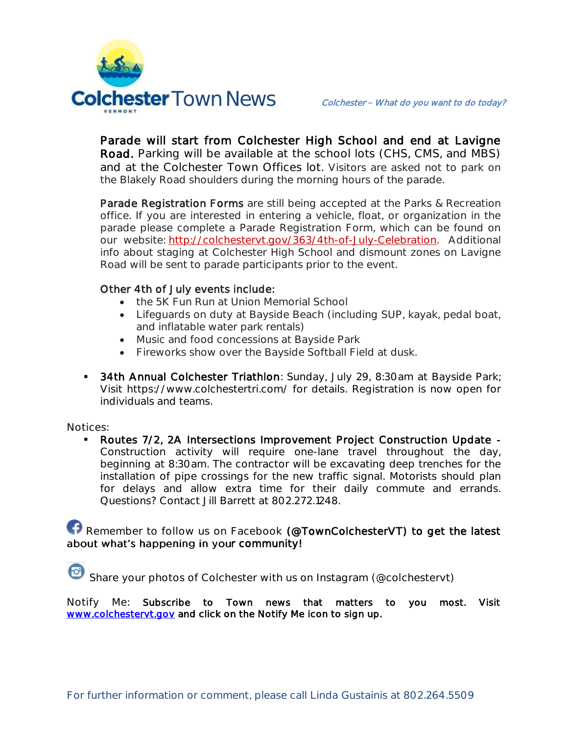**Parade will start from Colchester High School and end at Lavigne Road.** Parking will be available at the school lots (CHS, CMS, and MBS) and at the Colchester Town Offices lot. Visitors are asked not to park on the Blakely Road shoulders during the morning hours of the parade.

**Parade Registration Forms** are still being accepted at the Parks & Recreation office. If you are interested in entering a vehicle, float, or organization in the parade please complete a Parade Registration Form, which can be found on our website: http://colchestervt.gov/363/4th-of-July-Celebration. Additional info about staging at Colchester High School and dismount zones on Lavigne Road will be sent to parade participants prior to the event.

**Other 4th of July events include:**

- the 5K Fun Run at Union Memorial School
- Lifeguards on duty at Bayside Beach (including SUP, kayak, pedal boat, and inflatable water park rentals)
- Music and food concessions at Bayside Park
- Fireworks show over the Bayside Softball Field at dusk.

- **34th Annual Colchester Triathlon**: Sunday, July 29, 8:30am at Bayside Park; Visit https://www.colchestertri.com/ for details. Registration is now open for individuals and teams.

Notices:

- **Routes 7/2, 2A Intersections Improvement Project Construction Update -** Construction activity will require one-lane travel throughout the day, beginning at 8:30am. The contractor will be excavating deep trenches for the installation of pipe crossings for the new traffic signal. Motorists should plan for delays and allow extra time for their daily commute and errands. Questions? Contact Jill Barrett at 802.272.1248.

Remember to follow us on Facebook **(@TownColchesterVT) to get the latest about what's happening in your community!**

Share your photos of Colchester with us on Instagram (@colchestervt)

Notify Me: **Subscribe to Town news that matters to you most. Visit www.colchestervt.gov and click on the Notify Me icon to sign up.**

For further information or comment, please call Linda Gustainis at 802.264.5509